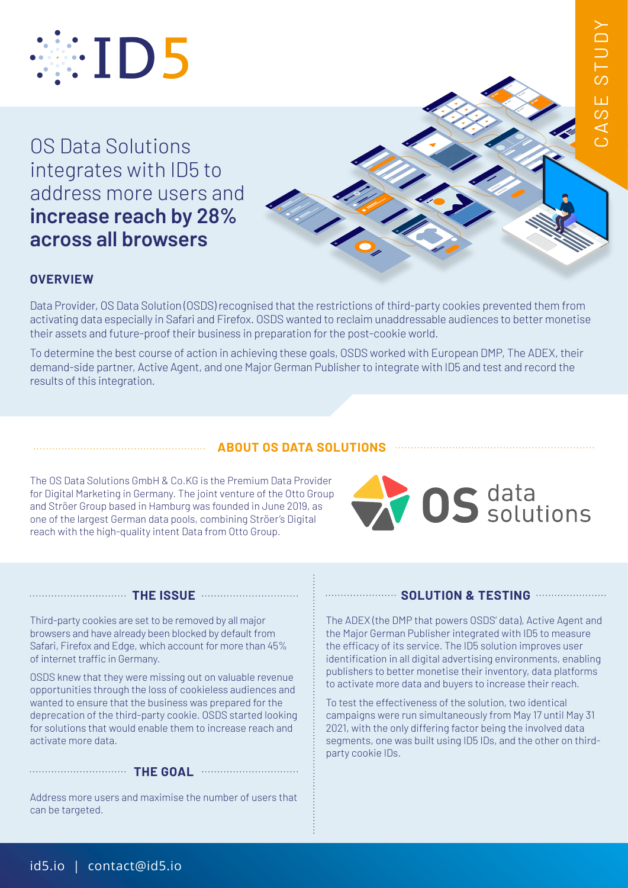ID5

CASE STUDY

# OS Data Solutions integrates with ID5 to address more users and **increase reach by 28% across all browsers**

## OVERVIEW

Data Provider, OS Data Solution (OSDS) recognised that the restrictions of third-party cookies prevented them from activating data especially in Safari and Firefox. OSDS wanted to reclaim unaddressable audiences to better monetise their assets and future-proof their business in preparation for the post-cookie world.

To determine the best course of action in achieving these goals, OSDS worked with European DMP, The ADEX, their demand-side partner, Active Agent, and one Major German Publisher to integrate with ID5 and test and record the results of this integration.

## ABOUT OS DATA SOLUTIONS

The OS Data Solutions GmbH & Co.KG is the Premium Data Provider for Digital Marketing in Germany. The joint venture of the Otto Group and Ströer Group based in Hamburg was founded in June 2019, as one of the largest German data pools, combining Ströer's Digital reach with the high-quality intent Data from Otto Group.

## THE ISSUE

Third-party cookies are set to be removed by all major browsers and have already been blocked by default from Safari, Firefox and Edge, which account for more than 45% of internet traffic in Germany.

OSDS knew that they were missing out on valuable revenue opportunities through the loss of cookieless audiences and wanted to ensure that the business was prepared for the deprecation of the third-party cookie. OSDS started looking for solutions that would enable them to increase reach and activate more data.

## THE GOAL

Address more users and maximise the number of users that can be targeted.

## SOLUTION & TESTING

The ADEX (the DMP that powers OSDS' data), Active Agent and the Major German Publisher integrated with ID5 to measure the efficacy of its service. The ID5 solution improves user identification in all digital advertising environments, enabling publishers to better monetise their inventory, data platforms to activate more data and buyers to increase their reach.

To test the effectiveness of the solution, two identical campaigns were run simultaneously from May 17 until May 31 2021, with the only differing factor being the involved data segments, one was built using ID5 IDs, and the other on third-party cookie IDs.

id5.io | contact@id5.io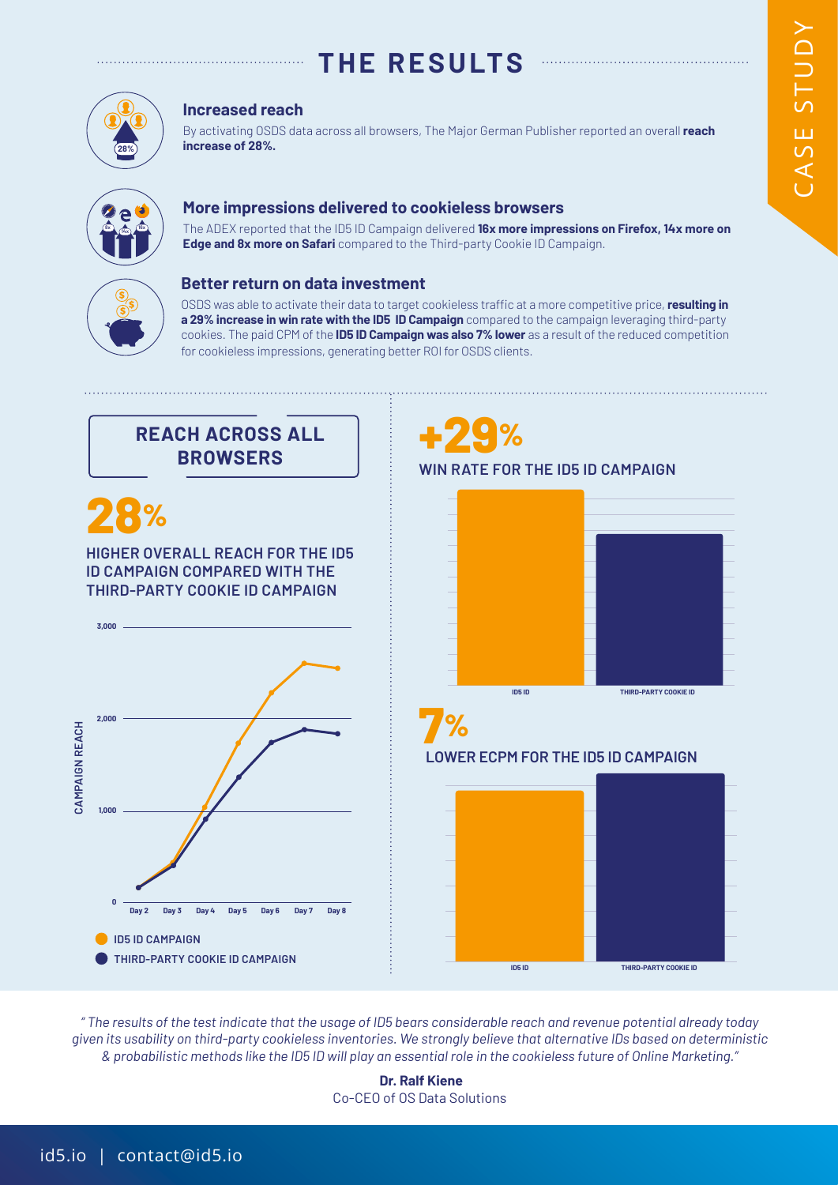CASE STUDY

# THE RESULTS

### Increased reach

By activating OSDS data across all browsers, The Major German Publisher reported an overall **reach increase of 28%.**

### More impressions delivered to cookieless browsers

The ADEX reported that the ID5 ID Campaign delivered **16x more impressions on Firefox, 14x more on Edge and 8x more on Safari** compared to the Third-party Cookie ID Campaign.

### Better return on data investment

OSDS was able to activate their data to target cookieless traffic at a more competitive price, **resulting in a 29% increase in win rate with the ID5 ID Campaign** compared to the campaign leveraging third-party cookies. The paid CPM of the **ID5 ID Campaign was also 7% lower** as a result of the reduced competition for cookieless impressions, generating better ROI for OSDS clients.

## REACH ACROSS ALL BROWSERS

**28%**

HIGHER OVERALL REACH FOR THE ID5 ID CAMPAIGN COMPARED WITH THE THIRD-PARTY COOKIE ID CAMPAIGN

CAMPAIGN REACH

3,000

2,000

1,000

0

Day 2 Day 3 Day 4 Day 5 Day 6 Day 7 Day 8

ID5 ID CAMPAIGN

THIRD-PARTY COOKIE ID CAMPAIGN

**+29%**

WIN RATE FOR THE ID5 ID CAMPAIGN

ID5 ID

THIRD-PARTY COOKIE ID

**7%**

LOWER ECPM FOR THE ID5 ID CAMPAIGN

ID5 ID

THIRD-PARTY COOKIE ID

*" The results of the test indicate that the usage of ID5 bears considerable reach and revenue potential already today given its usability on third-party cookieless inventories. We strongly believe that alternative IDs based on deterministic & probabilistic methods like the ID5 ID will play an essential role in the cookieless future of Online Marketing."*

**Dr. Ralf Kiene**
Co-CEO of OS Data Solutions

id5.io | contact@id5.io